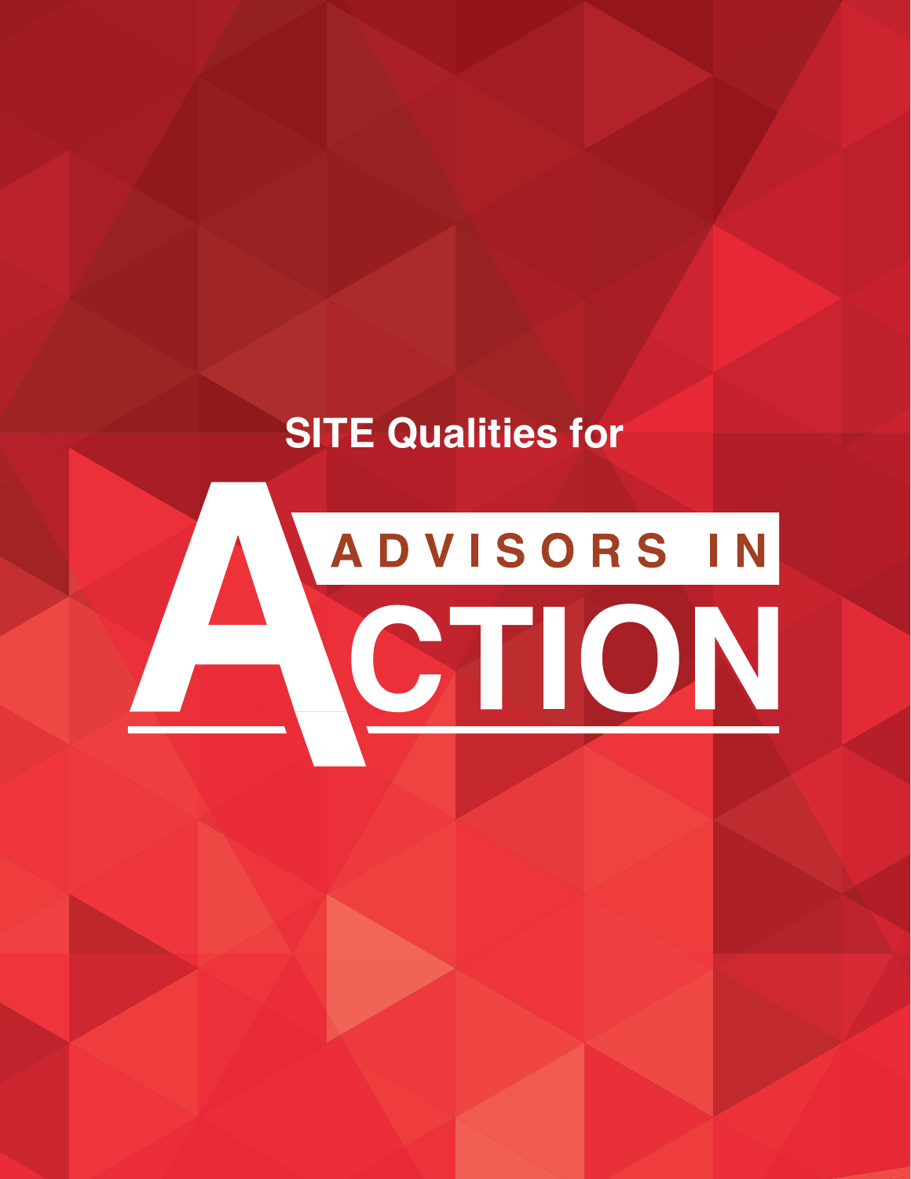SITE Qualities for

# ADVISORS IN ACTION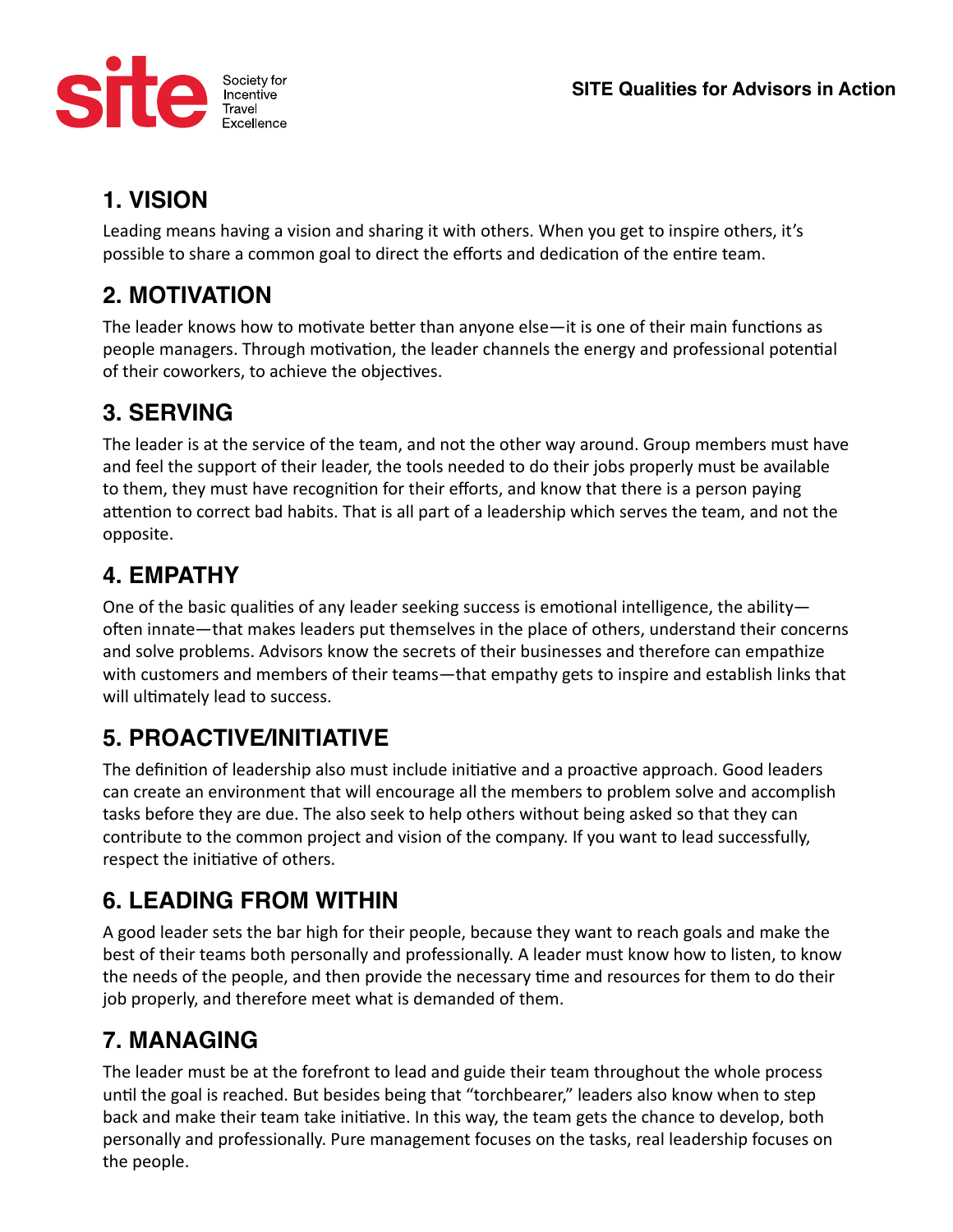## 1. VISION

Leading means having a vision and sharing it with others. When you get to inspire others, it's possible to share a common goal to direct the efforts and dedication of the entire team.

## 2. MOTIVATION

The leader knows how to motivate better than anyone else—it is one of their main functions as people managers. Through motivation, the leader channels the energy and professional potential of their coworkers, to achieve the objectives.

## 3. SERVING

The leader is at the service of the team, and not the other way around. Group members must have and feel the support of their leader, the tools needed to do their jobs properly must be available to them, they must have recognition for their efforts, and know that there is a person paying attention to correct bad habits. That is all part of a leadership which serves the team, and not the opposite.

## 4. EMPATHY

One of the basic qualities of any leader seeking success is emotional intelligence, the ability—often innate—that makes leaders put themselves in the place of others, understand their concerns and solve problems. Advisors know the secrets of their businesses and therefore can empathize with customers and members of their teams—that empathy gets to inspire and establish links that will ultimately lead to success.

## 5. PROACTIVE/INITIATIVE

The definition of leadership also must include initiative and a proactive approach. Good leaders can create an environment that will encourage all the members to problem solve and accomplish tasks before they are due. The also seek to help others without being asked so that they can contribute to the common project and vision of the company. If you want to lead successfully, respect the initiative of others.

## 6. LEADING FROM WITHIN

A good leader sets the bar high for their people, because they want to reach goals and make the best of their teams both personally and professionally. A leader must know how to listen, to know the needs of the people, and then provide the necessary time and resources for them to do their job properly, and therefore meet what is demanded of them.

## 7. MANAGING

The leader must be at the forefront to lead and guide their team throughout the whole process until the goal is reached. But besides being that "torchbearer," leaders also know when to step back and make their team take initiative. In this way, the team gets the chance to develop, both personally and professionally. Pure management focuses on the tasks, real leadership focuses on the people.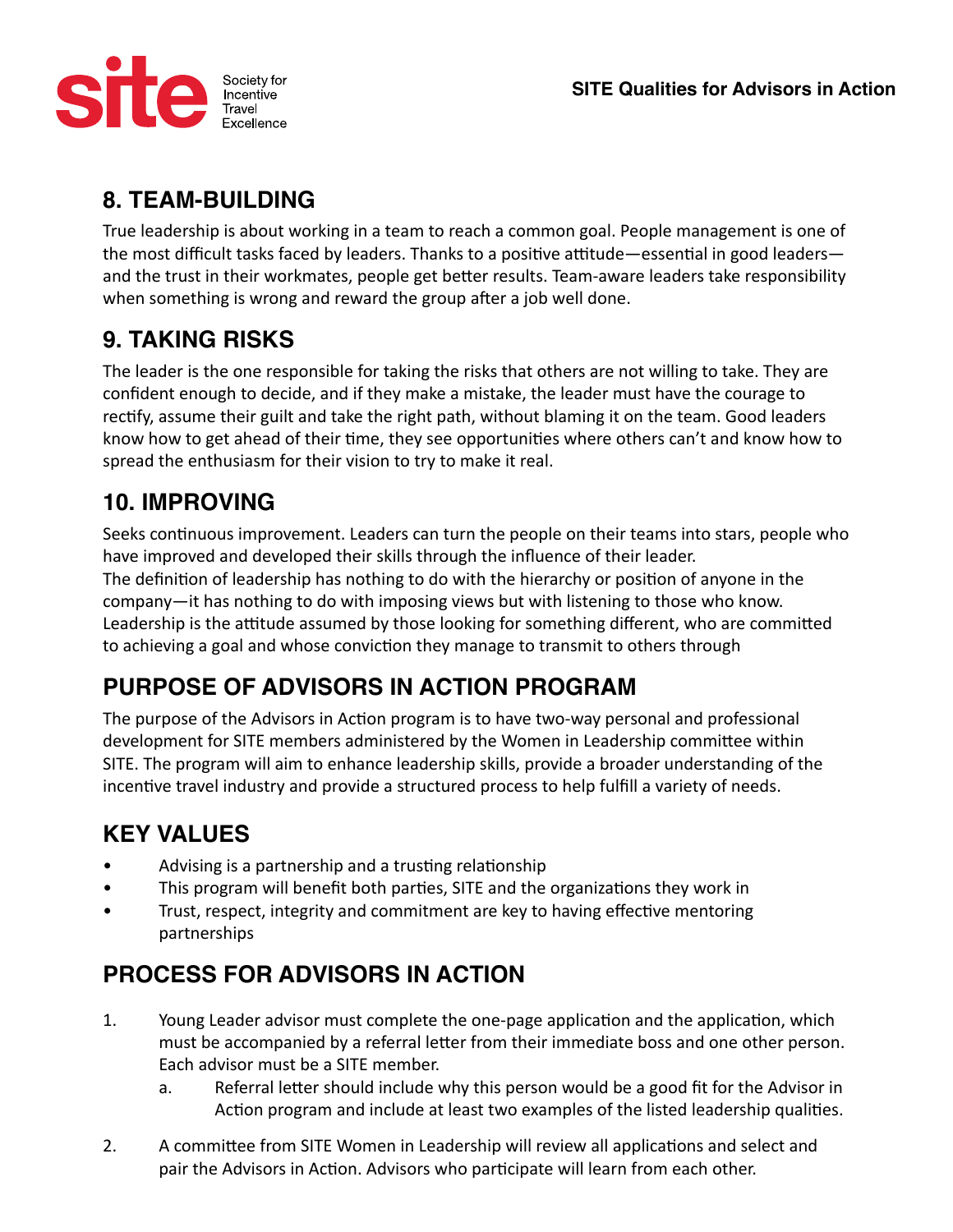## 8. TEAM-BUILDING

True leadership is about working in a team to reach a common goal. People management is one of the most difficult tasks faced by leaders. Thanks to a positive attitude—essential in good leaders—and the trust in their workmates, people get better results. Team-aware leaders take responsibility when something is wrong and reward the group after a job well done.

## 9. TAKING RISKS

The leader is the one responsible for taking the risks that others are not willing to take. They are confident enough to decide, and if they make a mistake, the leader must have the courage to rectify, assume their guilt and take the right path, without blaming it on the team. Good leaders know how to get ahead of their time, they see opportunities where others can't and know how to spread the enthusiasm for their vision to try to make it real.

## 10. IMPROVING

Seeks continuous improvement. Leaders can turn the people on their teams into stars, people who have improved and developed their skills through the influence of their leader.
The definition of leadership has nothing to do with the hierarchy or position of anyone in the company—it has nothing to do with imposing views but with listening to those who know. Leadership is the attitude assumed by those looking for something different, who are committed to achieving a goal and whose conviction they manage to transmit to others through

## PURPOSE OF ADVISORS IN ACTION PROGRAM

The purpose of the Advisors in Action program is to have two-way personal and professional development for SITE members administered by the Women in Leadership committee within SITE. The program will aim to enhance leadership skills, provide a broader understanding of the incentive travel industry and provide a structured process to help fulfill a variety of needs.

## KEY VALUES

- Advising is a partnership and a trusting relationship
- This program will benefit both parties, SITE and the organizations they work in
- Trust, respect, integrity and commitment are key to having effective mentoring partnerships

## PROCESS FOR ADVISORS IN ACTION

1. Young Leader advisor must complete the one-page application and the application, which must be accompanied by a referral letter from their immediate boss and one other person. Each advisor must be a SITE member.
    a. Referral letter should include why this person would be a good fit for the Advisor in Action program and include at least two examples of the listed leadership qualities.
2. A committee from SITE Women in Leadership will review all applications and select and pair the Advisors in Action. Advisors who participate will learn from each other.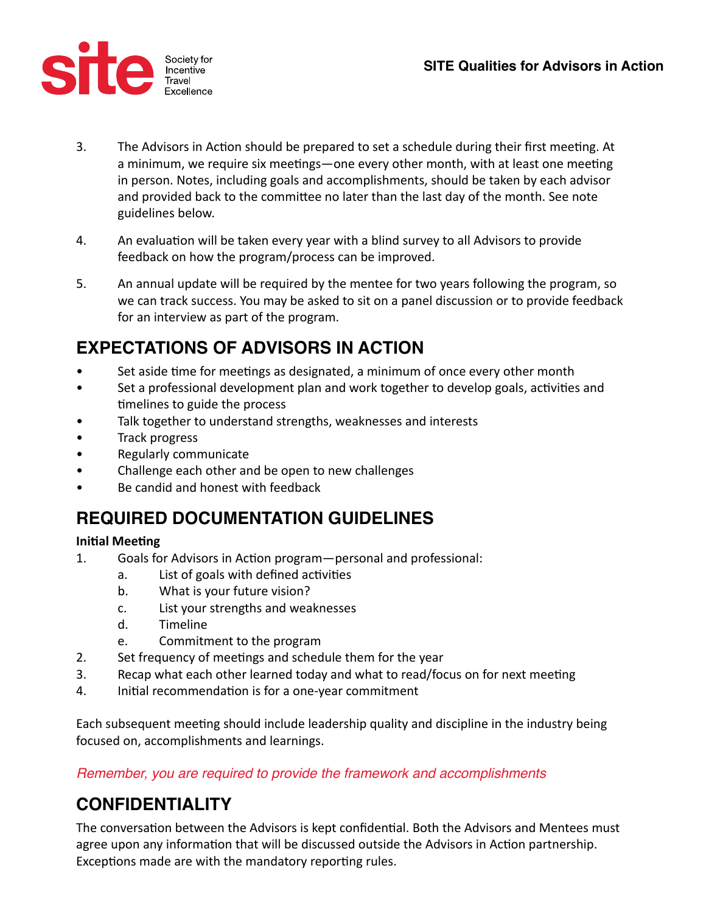3. The Advisors in Action should be prepared to set a schedule during their first meeting. At a minimum, we require six meetings—one every other month, with at least one meeting in person. Notes, including goals and accomplishments, should be taken by each advisor and provided back to the committee no later than the last day of the month. See note guidelines below.

4. An evaluation will be taken every year with a blind survey to all Advisors to provide feedback on how the program/process can be improved.

5. An annual update will be required by the mentee for two years following the program, so we can track success. You may be asked to sit on a panel discussion or to provide feedback for an interview as part of the program.

## EXPECTATIONS OF ADVISORS IN ACTION

- Set aside time for meetings as designated, a minimum of once every other month
- Set a professional development plan and work together to develop goals, activities and timelines to guide the process
- Talk together to understand strengths, weaknesses and interests
- Track progress
- Regularly communicate
- Challenge each other and be open to new challenges
- Be candid and honest with feedback

## REQUIRED DOCUMENTATION GUIDELINES

**Initial Meeting**

1. Goals for Advisors in Action program—personal and professional:
   a. List of goals with defined activities
   b. What is your future vision?
   c. List your strengths and weaknesses
   d. Timeline
   e. Commitment to the program
2. Set frequency of meetings and schedule them for the year
3. Recap what each other learned today and what to read/focus on for next meeting
4. Initial recommendation is for a one-year commitment

Each subsequent meeting should include leadership quality and discipline in the industry being focused on, accomplishments and learnings.

*Remember, you are required to provide the framework and accomplishments*

## CONFIDENTIALITY

The conversation between the Advisors is kept confidential. Both the Advisors and Mentees must agree upon any information that will be discussed outside the Advisors in Action partnership. Exceptions made are with the mandatory reporting rules.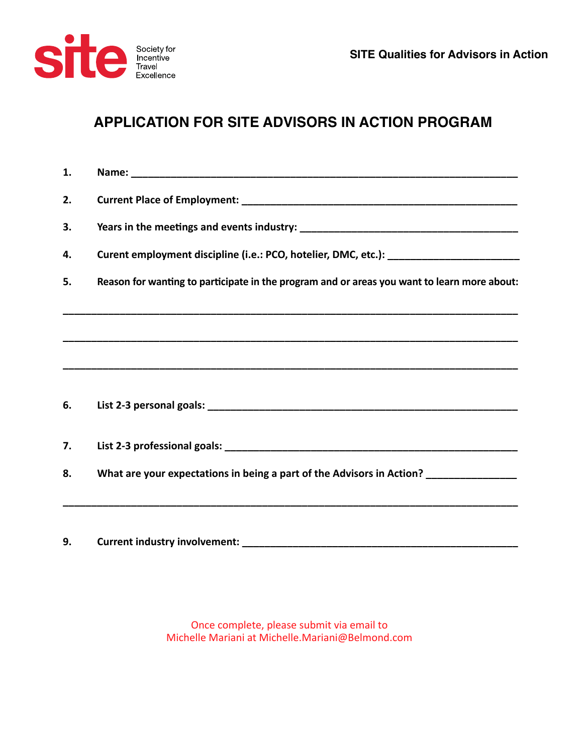site Society for Incentive Travel Excellence

# APPLICATION FOR SITE ADVISORS IN ACTION PROGRAM

1. **Name:** ______________________________________________________________________

2. **Current Place of Employment:** _______________________________________________

3. **Years in the meetings and events industry:** ______________________________________

4. **Curent employment discipline (i.e.: PCO, hotelier, DMC, etc.):** ______________________

5. **Reason for wanting to participate in the program and or areas you want to learn more about:**

_______________________________________________________________________________

_______________________________________________________________________________

_______________________________________________________________________________

6. **List 2-3 personal goals:** ______________________________________________________

7. **List 2-3 professional goals:** ___________________________________________________

8. **What are your expectations in being a part of the Advisors in Action?** ______________

_______________________________________________________________________________

9. **Current industry involvement:** _________________________________________________

Once complete, please submit via email to
Michelle Mariani at Michelle.Mariani@Belmond.com